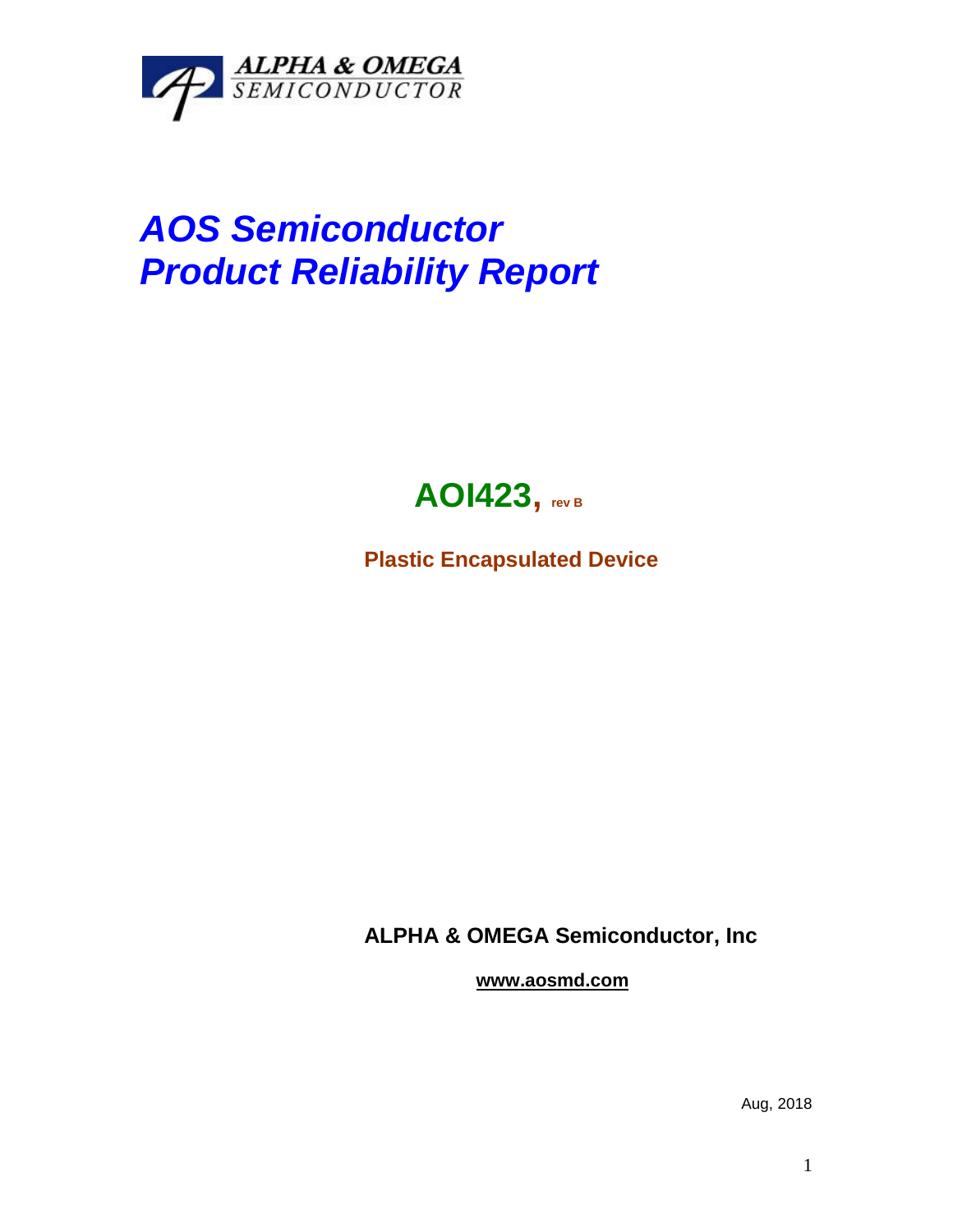ALPHA & OMEGA
SEMICONDUCTOR

# *AOS Semiconductor*
# *Product Reliability Report*

## AOI423, rev B

**Plastic Encapsulated Device**

**ALPHA & OMEGA Semiconductor, Inc**

**www.aosmd.com**

Aug, 2018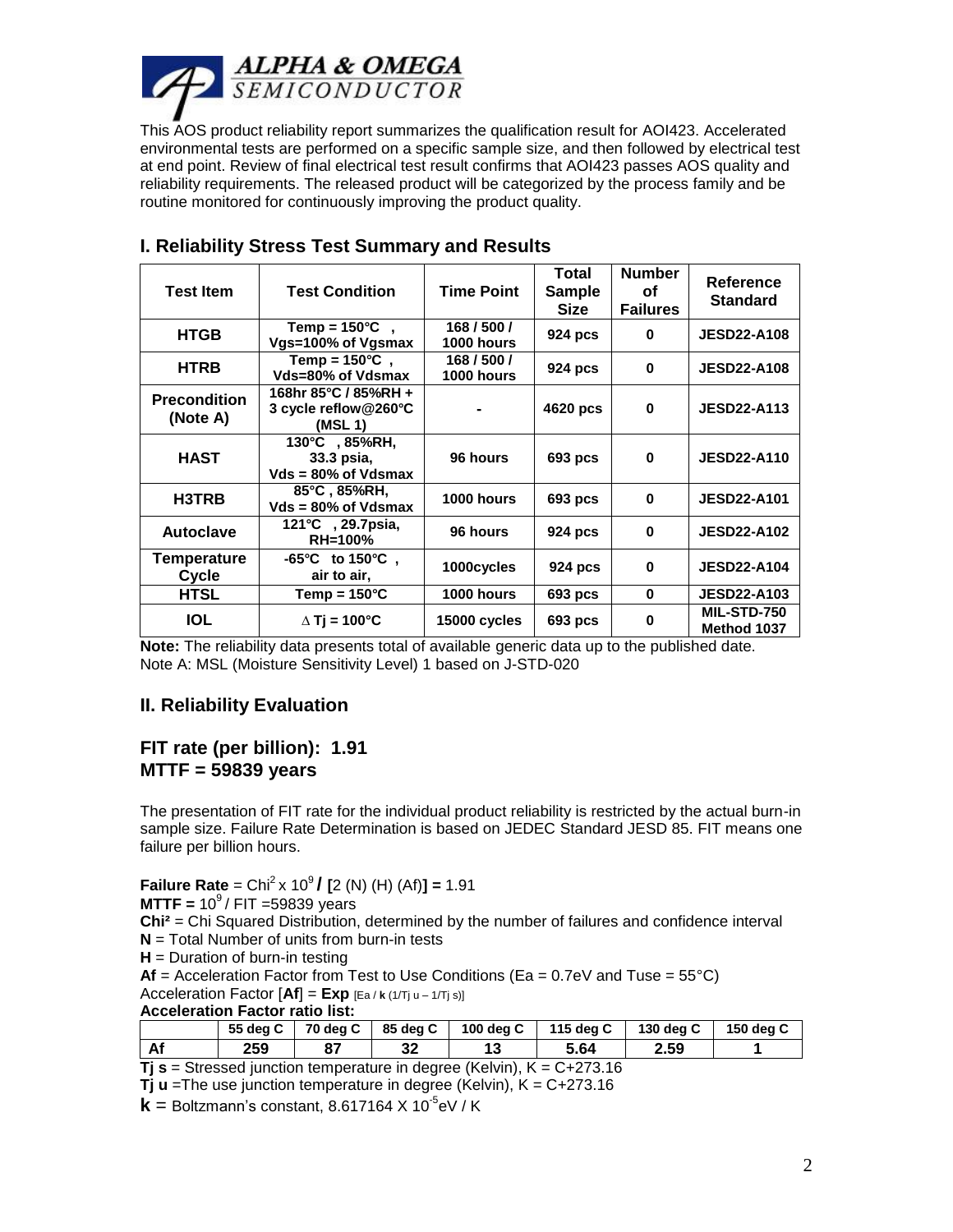**ALPHA & OMEGA SEMICONDUCTOR**

This AOS product reliability report summarizes the qualification result for AOI423. Accelerated environmental tests are performed on a specific sample size, and then followed by electrical test at end point. Review of final electrical test result confirms that AOI423 passes AOS quality and reliability requirements. The released product will be categorized by the process family and be routine monitored for continuously improving the product quality.

## I. Reliability Stress Test Summary and Results

| Test Item | Test Condition | Time Point | Total Sample Size | Number of Failures | Reference Standard |
|---|---|---|---|---|---|
| HTGB | Temp = 150°C , Vgs=100% of Vgsmax | 168 / 500 / 1000 hours | 924 pcs | 0 | JESD22-A108 |
| HTRB | Temp = 150°C , Vds=80% of Vdsmax | 168 / 500 / 1000 hours | 924 pcs | 0 | JESD22-A108 |
| Precondition (Note A) | 168hr 85°C / 85%RH + 3 cycle reflow@260°C (MSL 1) | - | 4620 pcs | 0 | JESD22-A113 |
| HAST | 130°C , 85%RH, 33.3 psia, Vds = 80% of Vdsmax | 96 hours | 693 pcs | 0 | JESD22-A110 |
| H3TRB | 85°C , 85%RH, Vds = 80% of Vdsmax | 1000 hours | 693 pcs | 0 | JESD22-A101 |
| Autoclave | 121°C , 29.7psia, RH=100% | 96 hours | 924 pcs | 0 | JESD22-A102 |
| Temperature Cycle | -65°C to 150°C , air to air, | 1000cycles | 924 pcs | 0 | JESD22-A104 |
| HTSL | Temp = 150°C | 1000 hours | 693 pcs | 0 | JESD22-A103 |
| IOL | $\Delta$ Tj = 100°C | 15000 cycles | 693 pcs | 0 | MIL-STD-750 Method 1037 |

**Note:** The reliability data presents total of available generic data up to the published date.
Note A: MSL (Moisture Sensitivity Level) 1 based on J-STD-020

## II. Reliability Evaluation

### FIT rate (per billion): 1.91
### MTTF = 59839 years

The presentation of FIT rate for the individual product reliability is restricted by the actual burn-in sample size. Failure Rate Determination is based on JEDEC Standard JESD 85. FIT means one failure per billion hours.

**Failure Rate** = $Chi^2 \times 10^9$ **/ [**2 (N) (H) (Af)**] =** 1.91

**MTTF =** $10^9$ / FIT =59839 years

**Chi²** = Chi Squared Distribution, determined by the number of failures and confidence interval

**N** = Total Number of units from burn-in tests

**H** = Duration of burn-in testing

**Af** = Acceleration Factor from Test to Use Conditions (Ea = 0.7eV and Tuse = 55°C)

Acceleration Factor [**Af**] = **Exp** [Ea / **k** (1/Tj u – 1/Tj s)]

**Acceleration Factor ratio list:**

| | 55 deg C | 70 deg C | 85 deg C | 100 deg C | 115 deg C | 130 deg C | 150 deg C |
|---|---|---|---|---|---|---|---|
| Af | 259 | 87 | 32 | 13 | 5.64 | 2.59 | 1 |

**Tj s** = Stressed junction temperature in degree (Kelvin), K = C+273.16

**Tj u** =The use junction temperature in degree (Kelvin), K = C+273.16

**k** = Boltzmann's constant, $8.617164 \times 10^{-5}$ eV / K